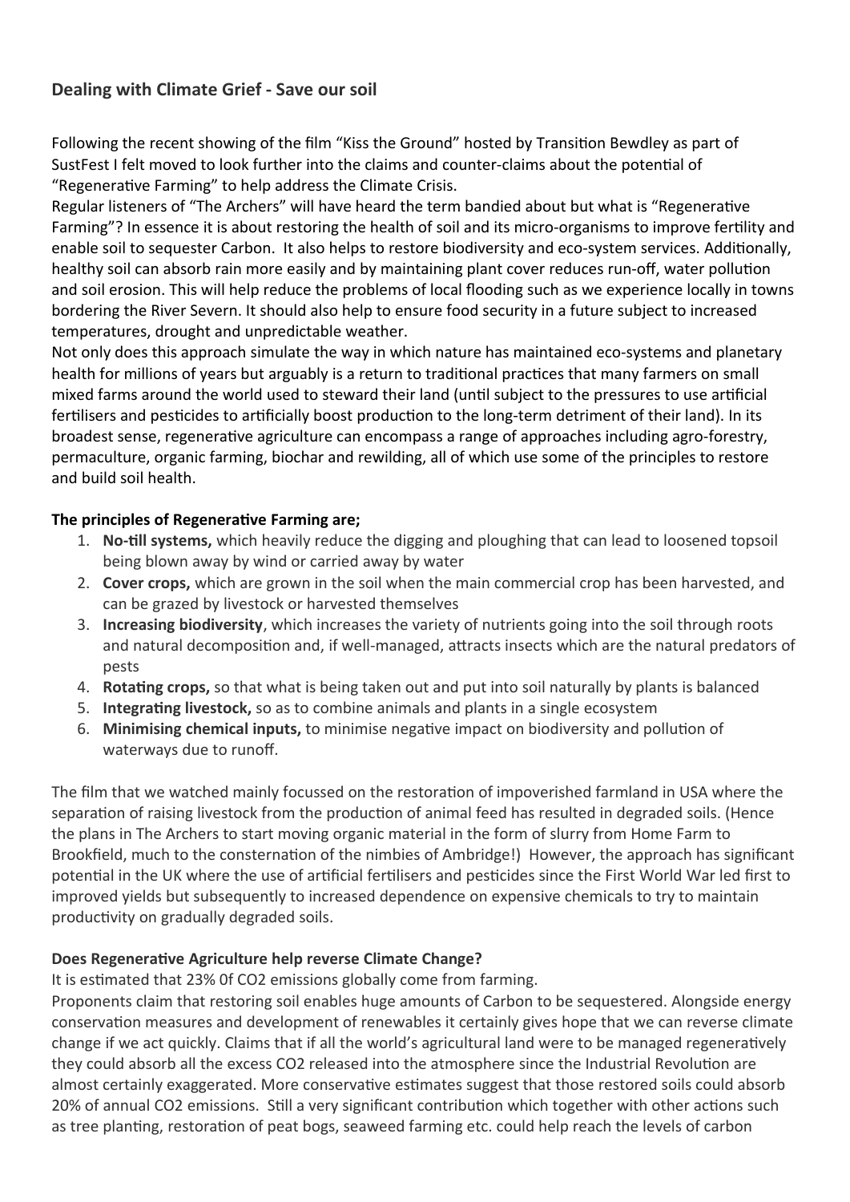## Dealing with Climate Grief - Save our soil

Following the recent showing of the film "Kiss the Ground" hosted by Transition Bewdley as part of SustFest I felt moved to look further into the claims and counter-claims about the potential of "Regenerative Farming" to help address the Climate Crisis.

Regular listeners of "The Archers" will have heard the term bandied about but what is "Regenerative Farming"? In essence it is about restoring the health of soil and its micro-organisms to improve fertility and enable soil to sequester Carbon. It also helps to restore biodiversity and eco-system services. Additionally, healthy soil can absorb rain more easily and by maintaining plant cover reduces run-off, water pollution and soil erosion. This will help reduce the problems of local flooding such as we experience locally in towns bordering the River Severn. It should also help to ensure food security in a future subject to increased temperatures, drought and unpredictable weather.

Not only does this approach simulate the way in which nature has maintained eco-systems and planetary health for millions of years but arguably is a return to traditional practices that many farmers on small mixed farms around the world used to steward their land (until subject to the pressures to use artificial fertilisers and pesticides to artificially boost production to the long-term detriment of their land). In its broadest sense, regenerative agriculture can encompass a range of approaches including agro-forestry, permaculture, organic farming, biochar and rewilding, all of which use some of the principles to restore and build soil health.

**The principles of Regenerative Farming are;**

1. **No-till systems,** which heavily reduce the digging and ploughing that can lead to loosened topsoil being blown away by wind or carried away by water
2. **Cover crops,** which are grown in the soil when the main commercial crop has been harvested, and can be grazed by livestock or harvested themselves
3. **Increasing biodiversity**, which increases the variety of nutrients going into the soil through roots and natural decomposition and, if well-managed, attracts insects which are the natural predators of pests
4. **Rotating crops,** so that what is being taken out and put into soil naturally by plants is balanced
5. **Integrating livestock,** so as to combine animals and plants in a single ecosystem
6. **Minimising chemical inputs,** to minimise negative impact on biodiversity and pollution of waterways due to runoff.

The film that we watched mainly focussed on the restoration of impoverished farmland in USA where the separation of raising livestock from the production of animal feed has resulted in degraded soils. (Hence the plans in The Archers to start moving organic material in the form of slurry from Home Farm to Brookfield, much to the consternation of the nimbies of Ambridge!) However, the approach has significant potential in the UK where the use of artificial fertilisers and pesticides since the First World War led first to improved yields but subsequently to increased dependence on expensive chemicals to try to maintain productivity on gradually degraded soils.

**Does Regenerative Agriculture help reverse Climate Change?**

It is estimated that 23% 0f CO2 emissions globally come from farming.

Proponents claim that restoring soil enables huge amounts of Carbon to be sequestered. Alongside energy conservation measures and development of renewables it certainly gives hope that we can reverse climate change if we act quickly. Claims that if all the world's agricultural land were to be managed regeneratively they could absorb all the excess CO2 released into the atmosphere since the Industrial Revolution are almost certainly exaggerated. More conservative estimates suggest that those restored soils could absorb 20% of annual CO2 emissions. Still a very significant contribution which together with other actions such as tree planting, restoration of peat bogs, seaweed farming etc. could help reach the levels of carbon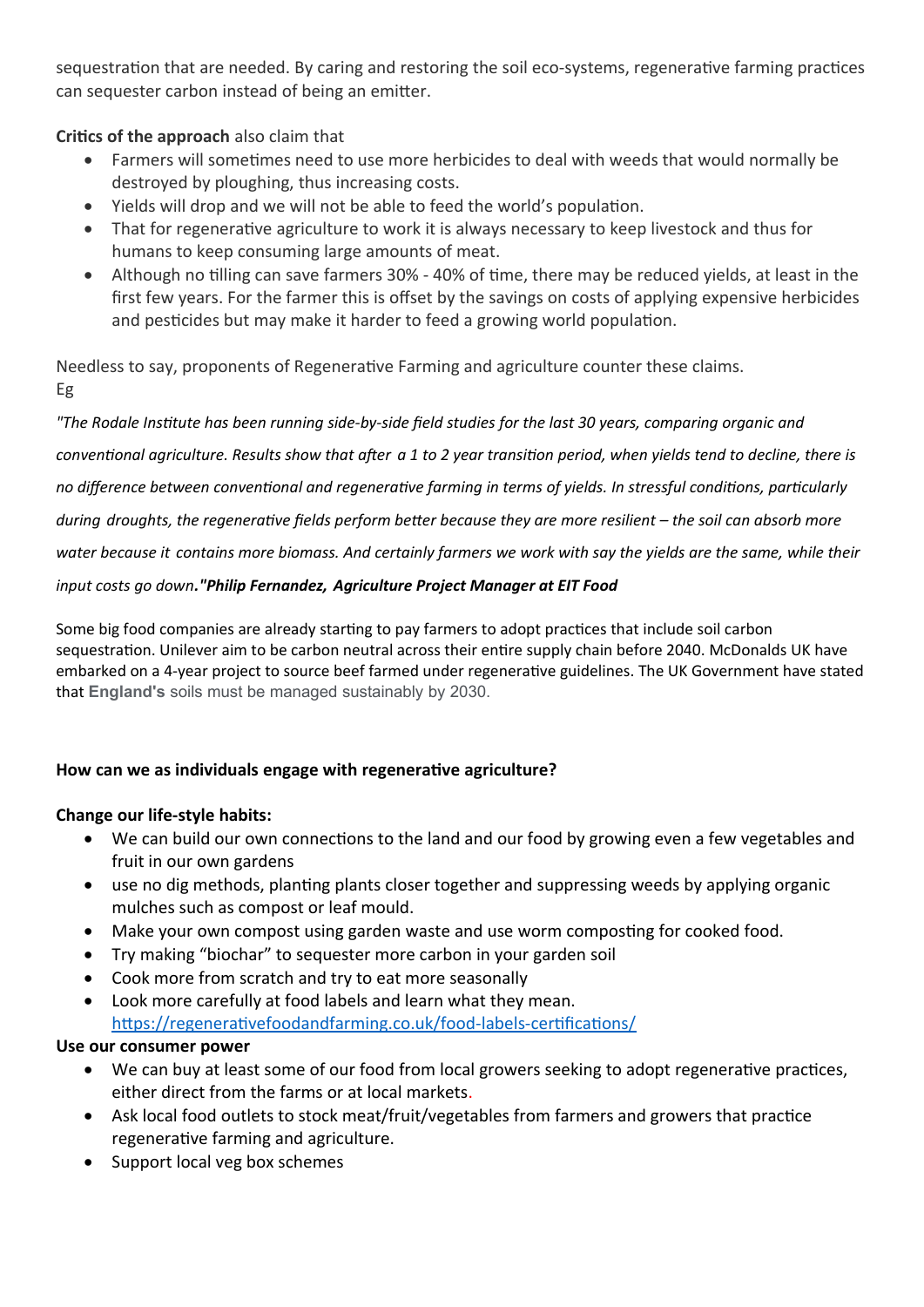sequestration that are needed. By caring and restoring the soil eco-systems, regenerative farming practices can sequester carbon instead of being an emitter.

**Critics of the approach** also claim that

- Farmers will sometimes need to use more herbicides to deal with weeds that would normally be destroyed by ploughing, thus increasing costs.
- Yields will drop and we will not be able to feed the world's population.
- That for regenerative agriculture to work it is always necessary to keep livestock and thus for humans to keep consuming large amounts of meat.
- Although no tilling can save farmers 30% - 40% of time, there may be reduced yields, at least in the first few years. For the farmer this is offset by the savings on costs of applying expensive herbicides and pesticides but may make it harder to feed a growing world population.

Needless to say, proponents of Regenerative Farming and agriculture counter these claims.
Eg

*"The Rodale Institute has been running side-by-side field studies for the last 30 years, comparing organic and conventional agriculture. Results show that after a 1 to 2 year transition period, when yields tend to decline, there is no difference between conventional and regenerative farming in terms of yields. In stressful conditions, particularly during droughts, the regenerative fields perform better because they are more resilient – the soil can absorb more water because it contains more biomass. And certainly farmers we work with say the yields are the same, while their input costs go down.**"Philip Fernandez, Agriculture Project Manager at EIT Food***

Some big food companies are already starting to pay farmers to adopt practices that include soil carbon sequestration. Unilever aim to be carbon neutral across their entire supply chain before 2040. McDonalds UK have embarked on a 4-year project to source beef farmed under regenerative guidelines. The UK Government have stated that **England's** soils must be managed sustainably by 2030.

**How can we as individuals engage with regenerative agriculture?**

**Change our life-style habits:**

- We can build our own connections to the land and our food by growing even a few vegetables and fruit in our own gardens
- use no dig methods, planting plants closer together and suppressing weeds by applying organic mulches such as compost or leaf mould.
- Make your own compost using garden waste and use worm composting for cooked food.
- Try making "biochar" to sequester more carbon in your garden soil
- Cook more from scratch and try to eat more seasonally
- Look more carefully at food labels and learn what they mean. https://regenerativefoodandfarming.co.uk/food-labels-certifications/

**Use our consumer power**

- We can buy at least some of our food from local growers seeking to adopt regenerative practices, either direct from the farms or at local markets.
- Ask local food outlets to stock meat/fruit/vegetables from farmers and growers that practice regenerative farming and agriculture.
- Support local veg box schemes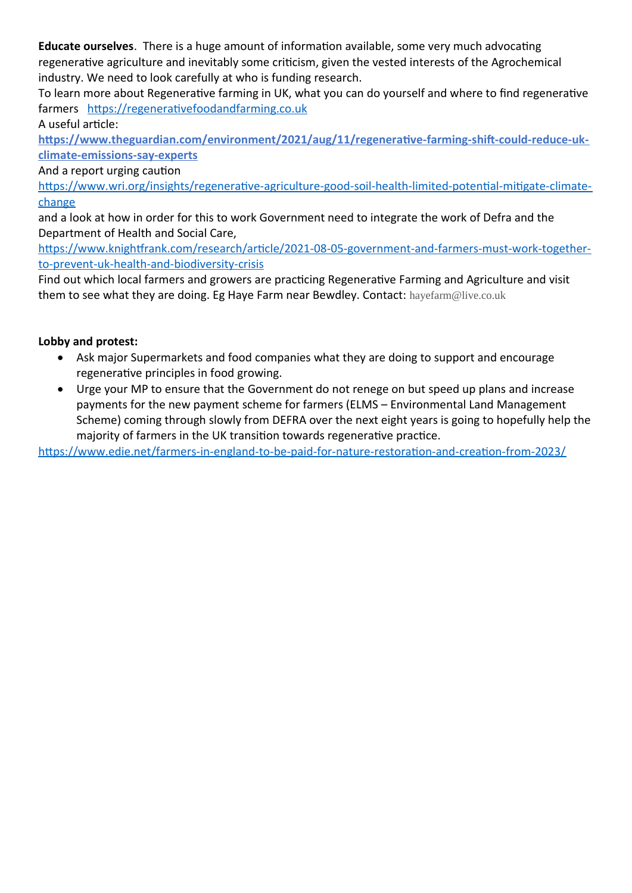**Educate ourselves**. There is a huge amount of information available, some very much advocating regenerative agriculture and inevitably some criticism, given the vested interests of the Agrochemical industry. We need to look carefully at who is funding research.

To learn more about Regenerative farming in UK, what you can do yourself and where to find regenerative farmers https://regenerativefoodandfarming.co.uk

A useful article:

**https://www.theguardian.com/environment/2021/aug/11/regenerative-farming-shift-could-reduce-uk-climate-emissions-say-experts**

And a report urging caution

https://www.wri.org/insights/regenerative-agriculture-good-soil-health-limited-potential-mitigate-climate-change

and a look at how in order for this to work Government need to integrate the work of Defra and the Department of Health and Social Care,

https://www.knightfrank.com/research/article/2021-08-05-government-and-farmers-must-work-together-to-prevent-uk-health-and-biodiversity-crisis

Find out which local farmers and growers are practicing Regenerative Farming and Agriculture and visit them to see what they are doing. Eg Haye Farm near Bewdley. Contact: hayefarm@live.co.uk

**Lobby and protest:**

- Ask major Supermarkets and food companies what they are doing to support and encourage regenerative principles in food growing.
- Urge your MP to ensure that the Government do not renege on but speed up plans and increase payments for the new payment scheme for farmers (ELMS – Environmental Land Management Scheme) coming through slowly from DEFRA over the next eight years is going to hopefully help the majority of farmers in the UK transition towards regenerative practice.

https://www.edie.net/farmers-in-england-to-be-paid-for-nature-restoration-and-creation-from-2023/